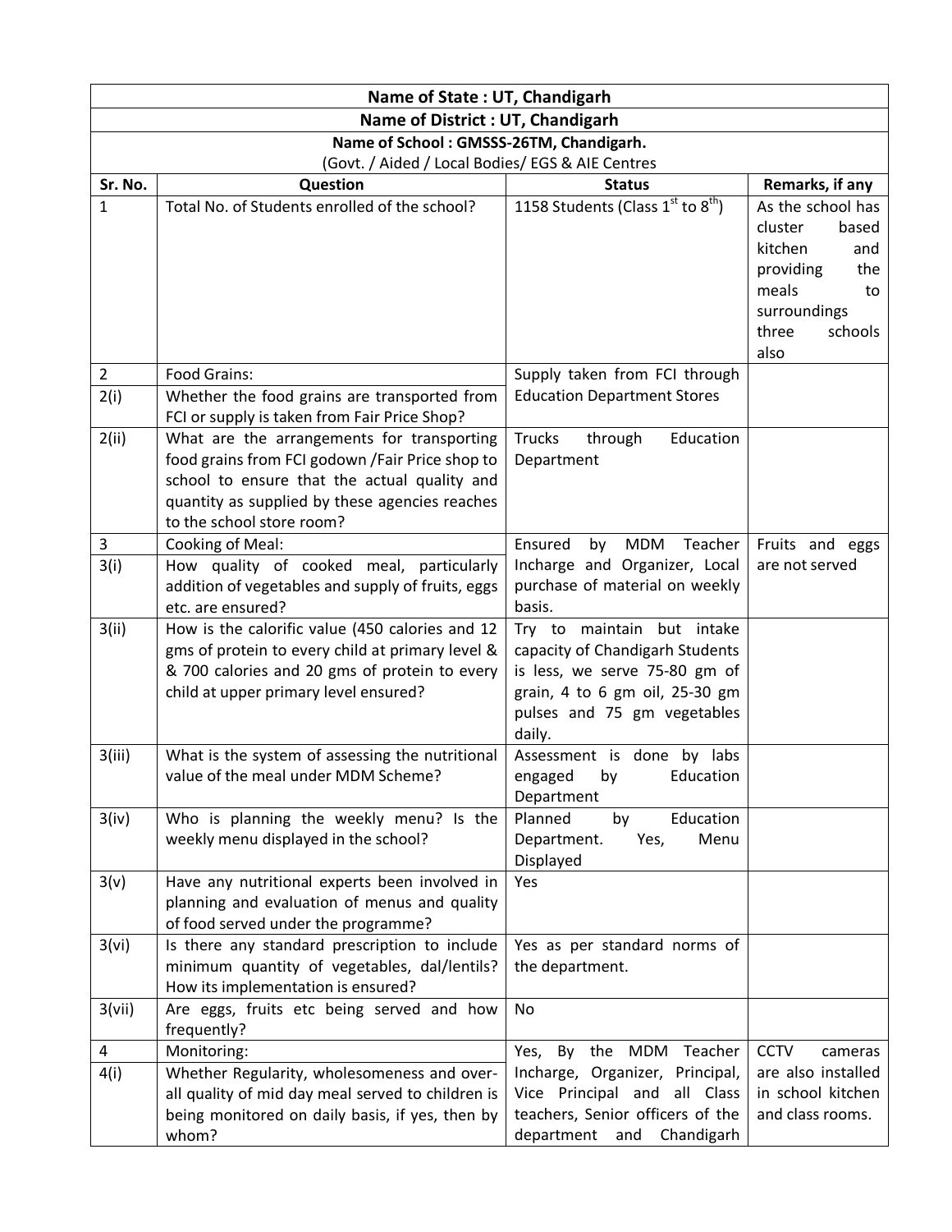| Name of State : UT, Chandigarh | | | |
|---|---|---|---|
| **Name of District : UT, Chandigarh** | | | |
| **Name of School : GMSSS-26TM, Chandigarh.** (Govt. / Aided / Local Bodies/ EGS & AIE Centres | | | |
| **Sr. No.** | **Question** | **Status** | **Remarks, if any** |
| 1 | Total No. of Students enrolled of the school? | 1158 Students (Class 1st to 8th) | As the school has cluster based kitchen and providing the meals to surroundings three schools also |
| 2 | Food Grains: | Supply taken from FCI through Education Department Stores | |
| 2(i) | Whether the food grains are transported from FCI or supply is taken from Fair Price Shop? | | |
| 2(ii) | What are the arrangements for transporting food grains from FCI godown /Fair Price shop to school to ensure that the actual quality and quantity as supplied by these agencies reaches to the school store room? | Trucks through Education Department | |
| 3 | Cooking of Meal: | Ensured by MDM Teacher Incharge and Organizer, Local purchase of material on weekly basis. | Fruits and eggs are not served |
| 3(i) | How quality of cooked meal, particularly addition of vegetables and supply of fruits, eggs etc. are ensured? | | |
| 3(ii) | How is the calorific value (450 calories and 12 gms of protein to every child at primary level & & 700 calories and 20 gms of protein to every child at upper primary level ensured? | Try to maintain but intake capacity of Chandigarh Students is less, we serve 75-80 gm of grain, 4 to 6 gm oil, 25-30 gm pulses and 75 gm vegetables daily. | |
| 3(iii) | What is the system of assessing the nutritional value of the meal under MDM Scheme? | Assessment is done by labs engaged by Education Department | |
| 3(iv) | Who is planning the weekly menu? Is the weekly menu displayed in the school? | Planned by Education Department. Yes, Menu Displayed | |
| 3(v) | Have any nutritional experts been involved in planning and evaluation of menus and quality of food served under the programme? | Yes | |
| 3(vi) | Is there any standard prescription to include minimum quantity of vegetables, dal/lentils? How its implementation is ensured? | Yes as per standard norms of the department. | |
| 3(vii) | Are eggs, fruits etc being served and how frequently? | No | |
| 4 | Monitoring: | Yes, By the MDM Teacher Incharge, Organizer, Principal, Vice Principal and all Class teachers, Senior officers of the department and Chandigarh | CCTV cameras are also installed in school kitchen and class rooms. |
| 4(i) | Whether Regularity, wholesomeness and over-all quality of mid day meal served to children is being monitored on daily basis, if yes, then by whom? | | |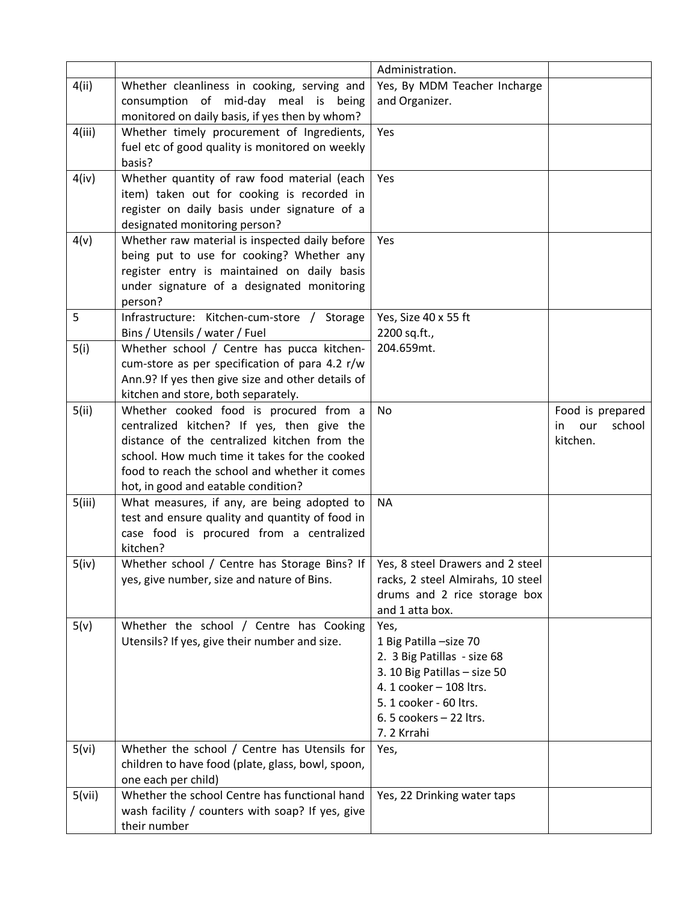| | | | |
|---|---|---|---|
| | | Administration. | |
| 4(ii) | Whether cleanliness in cooking, serving and consumption of mid-day meal is being monitored on daily basis, if yes then by whom? | Yes, By MDM Teacher Incharge and Organizer. | |
| 4(iii) | Whether timely procurement of Ingredients, fuel etc of good quality is monitored on weekly basis? | Yes | |
| 4(iv) | Whether quantity of raw food material (each item) taken out for cooking is recorded in register on daily basis under signature of a designated monitoring person? | Yes | |
| 4(v) | Whether raw material is inspected daily before being put to use for cooking? Whether any register entry is maintained on daily basis under signature of a designated monitoring person? | Yes | |
| 5 | Infrastructure: Kitchen-cum-store / Storage Bins / Utensils / water / Fuel | Yes, Size 40 x 55 ft 2200 sq.ft., 204.659mt. | |
| 5(i) | Whether school / Centre has pucca kitchen-cum-store as per specification of para 4.2 r/w Ann.9? If yes then give size and other details of kitchen and store, both separately. | | |
| 5(ii) | Whether cooked food is procured from a centralized kitchen? If yes, then give the distance of the centralized kitchen from the school. How much time it takes for the cooked food to reach the school and whether it comes hot, in good and eatable condition? | No | Food is prepared in our school kitchen. |
| 5(iii) | What measures, if any, are being adopted to test and ensure quality and quantity of food in case food is procured from a centralized kitchen? | NA | |
| 5(iv) | Whether school / Centre has Storage Bins? If yes, give number, size and nature of Bins. | Yes, 8 steel Drawers and 2 steel racks, 2 steel Almirahs, 10 steel drums and 2 rice storage box and 1 atta box. | |
| 5(v) | Whether the school / Centre has Cooking Utensils? If yes, give their number and size. | Yes,<br>1 Big Patilla –size 70<br>2. 3 Big Patillas - size 68<br>3. 10 Big Patillas – size 50<br>4. 1 cooker – 108 ltrs.<br>5. 1 cooker - 60 ltrs.<br>6. 5 cookers – 22 ltrs.<br>7. 2 Krrahi | |
| 5(vi) | Whether the school / Centre has Utensils for children to have food (plate, glass, bowl, spoon, one each per child) | Yes, | |
| 5(vii) | Whether the school Centre has functional hand wash facility / counters with soap? If yes, give their number | Yes, 22 Drinking water taps | |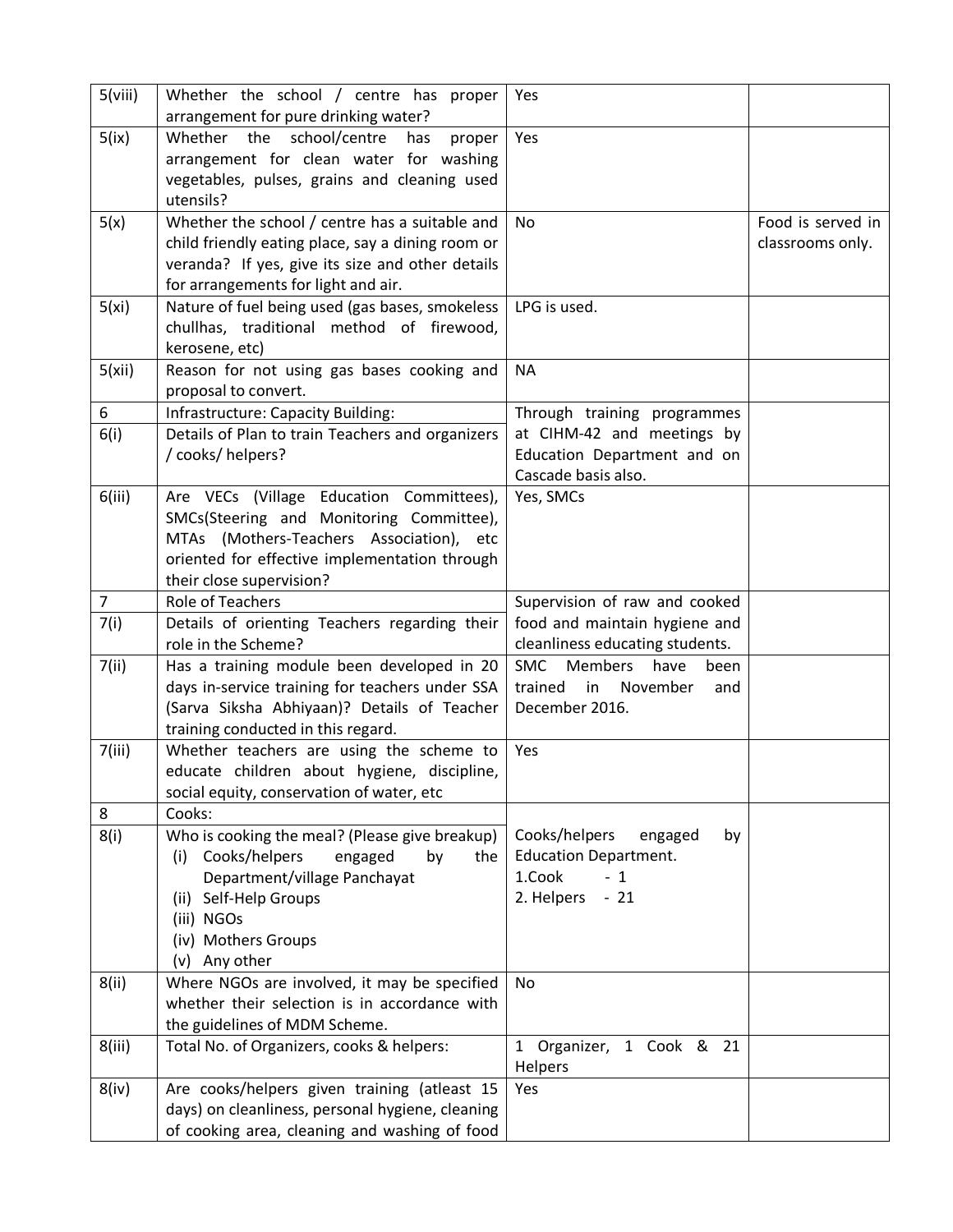| | | | |
|---|---|---|---|
| 5(viii) | Whether the school / centre has proper arrangement for pure drinking water? | Yes | |
| 5(ix) | Whether the school/centre has proper arrangement for clean water for washing vegetables, pulses, grains and cleaning used utensils? | Yes | |
| 5(x) | Whether the school / centre has a suitable and child friendly eating place, say a dining room or veranda? If yes, give its size and other details for arrangements for light and air. | No | Food is served in classrooms only. |
| 5(xi) | Nature of fuel being used (gas bases, smokeless chullhas, traditional method of firewood, kerosene, etc) | LPG is used. | |
| 5(xii) | Reason for not using gas bases cooking and proposal to convert. | NA | |
| 6 | Infrastructure: Capacity Building: | Through training programmes at CIHM-42 and meetings by Education Department and on Cascade basis also. | |
| 6(i) | Details of Plan to train Teachers and organizers / cooks/ helpers? | | |
| 6(iii) | Are VECs (Village Education Committees), SMCs(Steering and Monitoring Committee), MTAs (Mothers-Teachers Association), etc oriented for effective implementation through their close supervision? | Yes, SMCs | |
| 7 | Role of Teachers | Supervision of raw and cooked food and maintain hygiene and cleanliness educating students. | |
| 7(i) | Details of orienting Teachers regarding their role in the Scheme? | | |
| 7(ii) | Has a training module been developed in 20 days in-service training for teachers under SSA (Sarva Siksha Abhiyaan)? Details of Teacher training conducted in this regard. | SMC Members have been trained in November and December 2016. | |
| 7(iii) | Whether teachers are using the scheme to educate children about hygiene, discipline, social equity, conservation of water, etc | Yes | |
| 8 | Cooks: | Cooks/helpers engaged by Education Department.<br>1.Cook - 1<br>2. Helpers - 21 | |
| 8(i) | Who is cooking the meal? (Please give breakup)<br>(i) Cooks/helpers engaged by the Department/village Panchayat<br>(ii) Self-Help Groups<br>(iii) NGOs<br>(iv) Mothers Groups<br>(v) Any other | | |
| 8(ii) | Where NGOs are involved, it may be specified whether their selection is in accordance with the guidelines of MDM Scheme. | No | |
| 8(iii) | Total No. of Organizers, cooks & helpers: | 1 Organizer, 1 Cook & 21 Helpers | |
| 8(iv) | Are cooks/helpers given training (atleast 15 days) on cleanliness, personal hygiene, cleaning of cooking area, cleaning and washing of food | Yes | |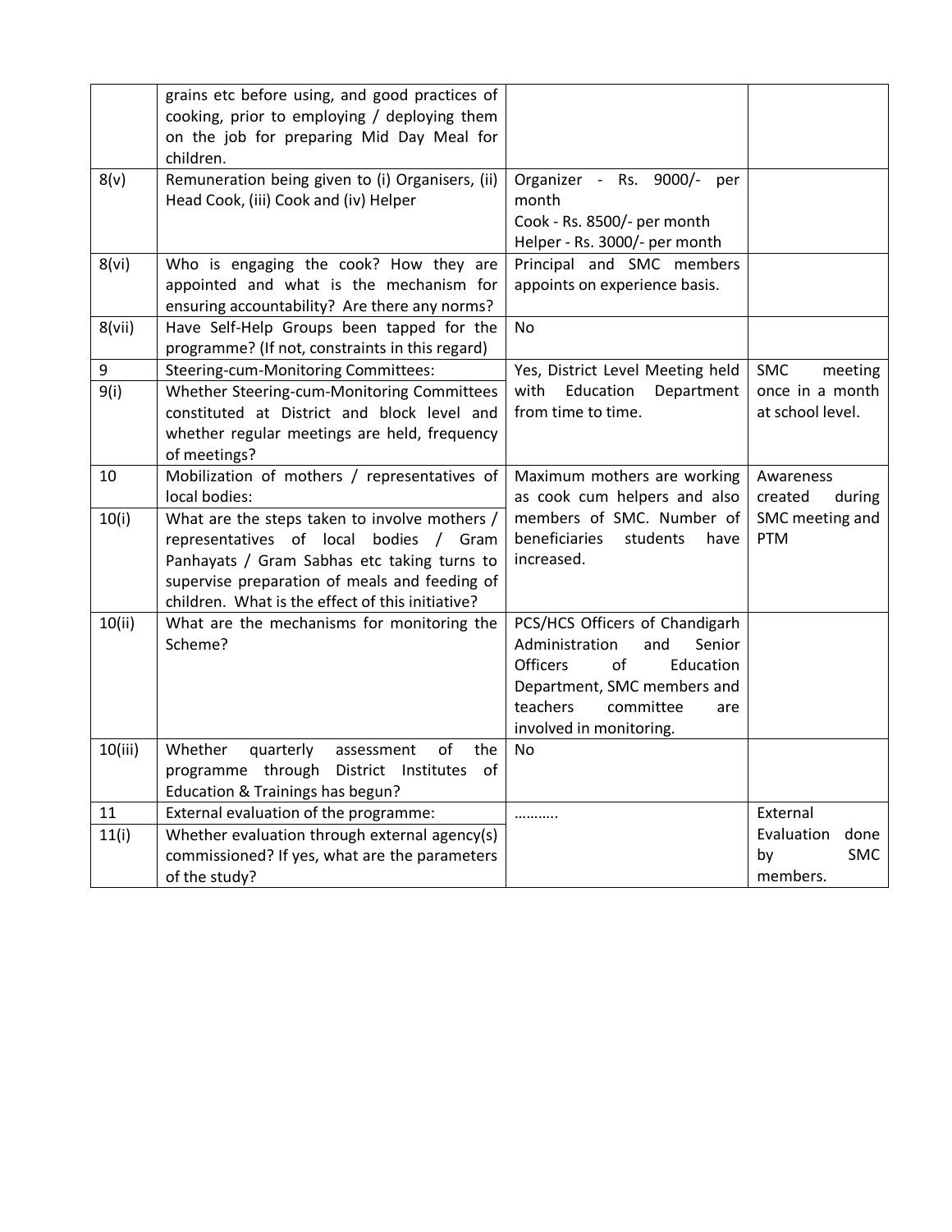| | | | |
|---|---|---|---|
| | grains etc before using, and good practices of cooking, prior to employing / deploying them on the job for preparing Mid Day Meal for children. | | |
| 8(v) | Remuneration being given to (i) Organisers, (ii) Head Cook, (iii) Cook and (iv) Helper | Organizer - Rs. 9000/- per month<br>Cook - Rs. 8500/- per month<br>Helper - Rs. 3000/- per month | |
| 8(vi) | Who is engaging the cook? How they are appointed and what is the mechanism for ensuring accountability? Are there any norms? | Principal and SMC members appoints on experience basis. | |
| 8(vii) | Have Self-Help Groups been tapped for the programme? (If not, constraints in this regard) | No | |
| 9 | Steering-cum-Monitoring Committees: | Yes, District Level Meeting held with Education Department from time to time. | SMC meeting once in a month at school level. |
| 9(i) | Whether Steering-cum-Monitoring Committees constituted at District and block level and whether regular meetings are held, frequency of meetings? | | |
| 10 | Mobilization of mothers / representatives of local bodies: | Maximum mothers are working as cook cum helpers and also members of SMC. Number of beneficiaries students have increased. | Awareness created during SMC meeting and PTM |
| 10(i) | What are the steps taken to involve mothers / representatives of local bodies / Gram Panhayats / Gram Sabhas etc taking turns to supervise preparation of meals and feeding of children. What is the effect of this initiative? | | |
| 10(ii) | What are the mechanisms for monitoring the Scheme? | PCS/HCS Officers of Chandigarh Administration and Senior Officers of Education Department, SMC members and teachers committee are involved in monitoring. | |
| 10(iii) | Whether quarterly assessment of the programme through District Institutes of Education & Trainings has begun? | No | |
| 11 | External evaluation of the programme: | ………. | External Evaluation done by SMC members. |
| 11(i) | Whether evaluation through external agency(s) commissioned? If yes, what are the parameters of the study? | | |